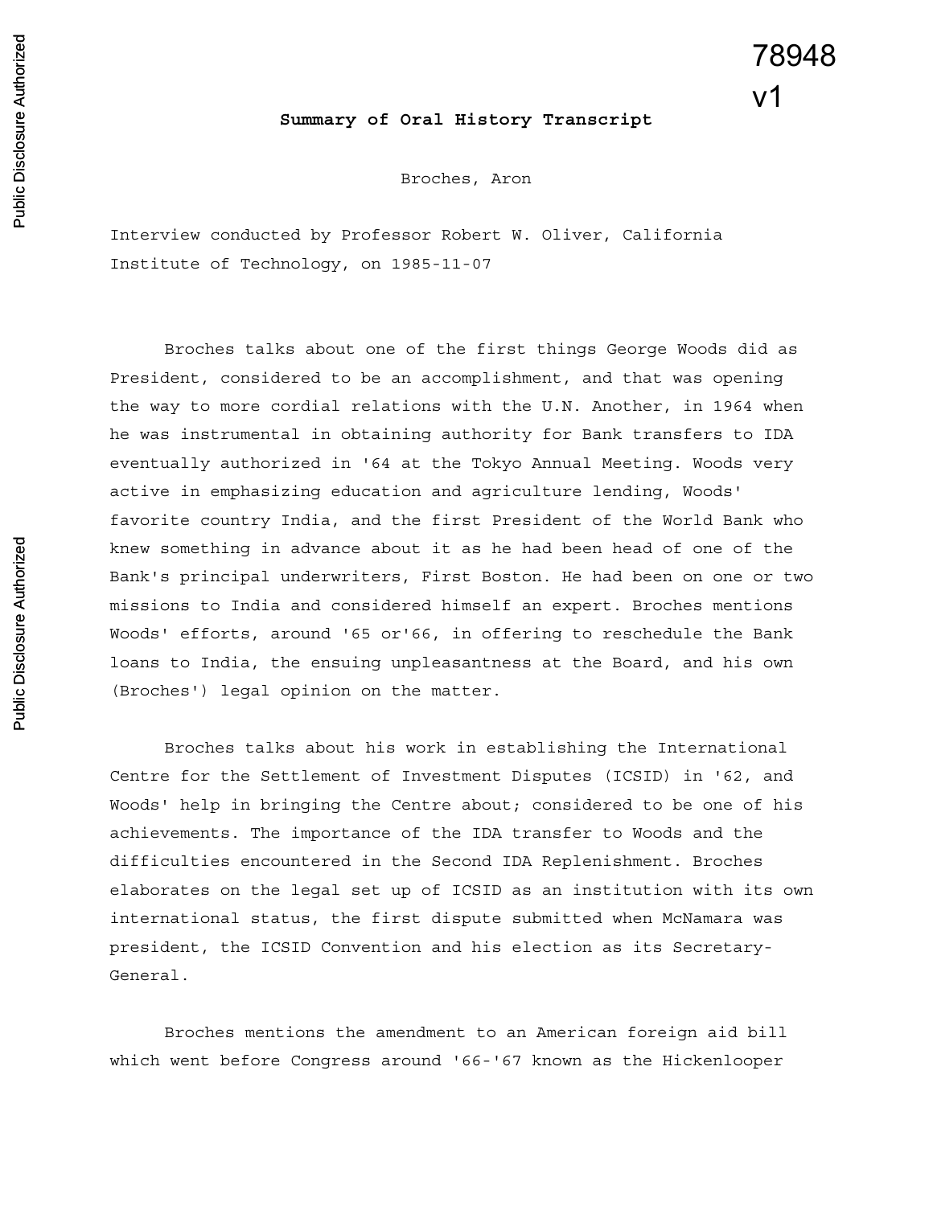78948 v1

**Summary of Oral History Transcript**

Broches, Aron

Interview conducted by Professor Robert W. Oliver, California Institute of Technology, on 1985-11-07

Broches talks about one of the first things George Woods did as President, considered to be an accomplishment, and that was opening the way to more cordial relations with the U.N. Another, in 1964 when he was instrumental in obtaining authority for Bank transfers to IDA eventually authorized in '64 at the Tokyo Annual Meeting. Woods very active in emphasizing education and agriculture lending, Woods' favorite country India, and the first President of the World Bank who knew something in advance about it as he had been head of one of the Bank's principal underwriters, First Boston. He had been on one or two missions to India and considered himself an expert. Broches mentions Woods' efforts, around '65 or'66, in offering to reschedule the Bank loans to India, the ensuing unpleasantness at the Board, and his own (Broches') legal opinion on the matter.

Broches talks about his work in establishing the International Centre for the Settlement of Investment Disputes (ICSID) in '62, and Woods' help in bringing the Centre about; considered to be one of his achievements. The importance of the IDA transfer to Woods and the difficulties encountered in the Second IDA Replenishment. Broches elaborates on the legal set up of ICSID as an institution with its own international status, the first dispute submitted when McNamara was president, the ICSID Convention and his election as its Secretary-General.

Broches mentions the amendment to an American foreign aid bill which went before Congress around '66-'67 known as the Hickenlooper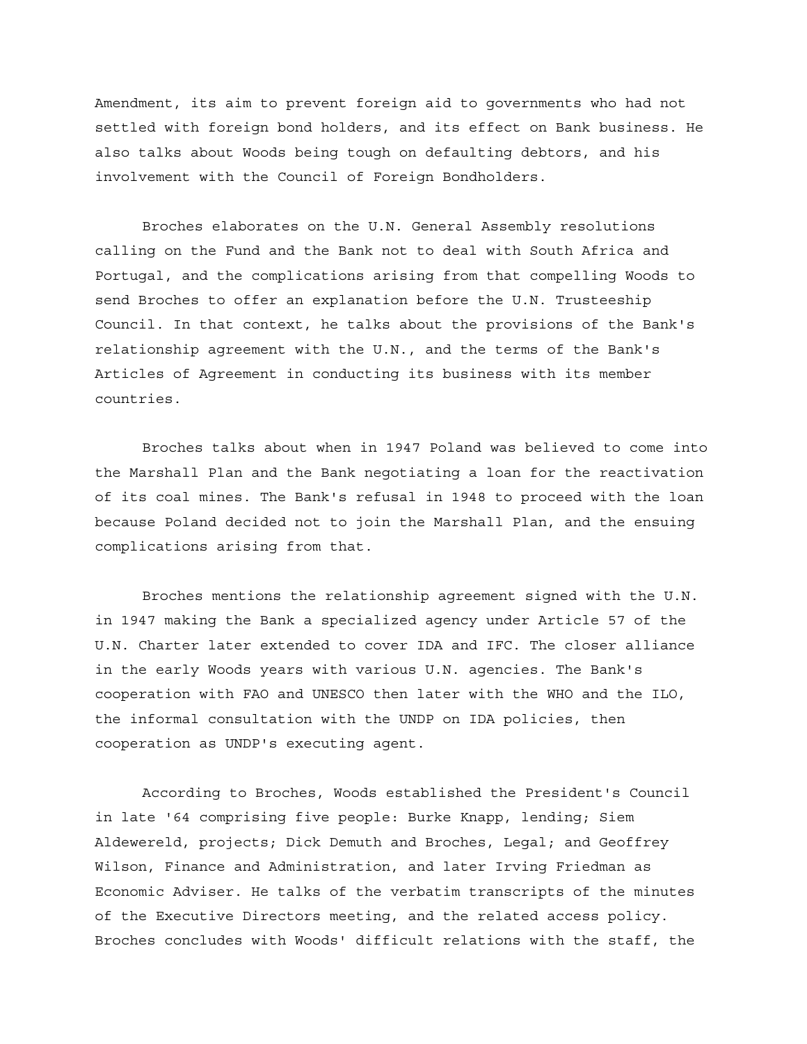Amendment, its aim to prevent foreign aid to governments who had not settled with foreign bond holders, and its effect on Bank business. He also talks about Woods being tough on defaulting debtors, and his involvement with the Council of Foreign Bondholders.

Broches elaborates on the U.N. General Assembly resolutions calling on the Fund and the Bank not to deal with South Africa and Portugal, and the complications arising from that compelling Woods to send Broches to offer an explanation before the U.N. Trusteeship Council. In that context, he talks about the provisions of the Bank's relationship agreement with the U.N., and the terms of the Bank's Articles of Agreement in conducting its business with its member countries.

Broches talks about when in 1947 Poland was believed to come into the Marshall Plan and the Bank negotiating a loan for the reactivation of its coal mines. The Bank's refusal in 1948 to proceed with the loan because Poland decided not to join the Marshall Plan, and the ensuing complications arising from that.

Broches mentions the relationship agreement signed with the U.N. in 1947 making the Bank a specialized agency under Article 57 of the U.N. Charter later extended to cover IDA and IFC. The closer alliance in the early Woods years with various U.N. agencies. The Bank's cooperation with FAO and UNESCO then later with the WHO and the ILO, the informal consultation with the UNDP on IDA policies, then cooperation as UNDP's executing agent.

According to Broches, Woods established the President's Council in late '64 comprising five people: Burke Knapp, lending; Siem Aldewereld, projects; Dick Demuth and Broches, Legal; and Geoffrey Wilson, Finance and Administration, and later Irving Friedman as Economic Adviser. He talks of the verbatim transcripts of the minutes of the Executive Directors meeting, and the related access policy. Broches concludes with Woods' difficult relations with the staff, the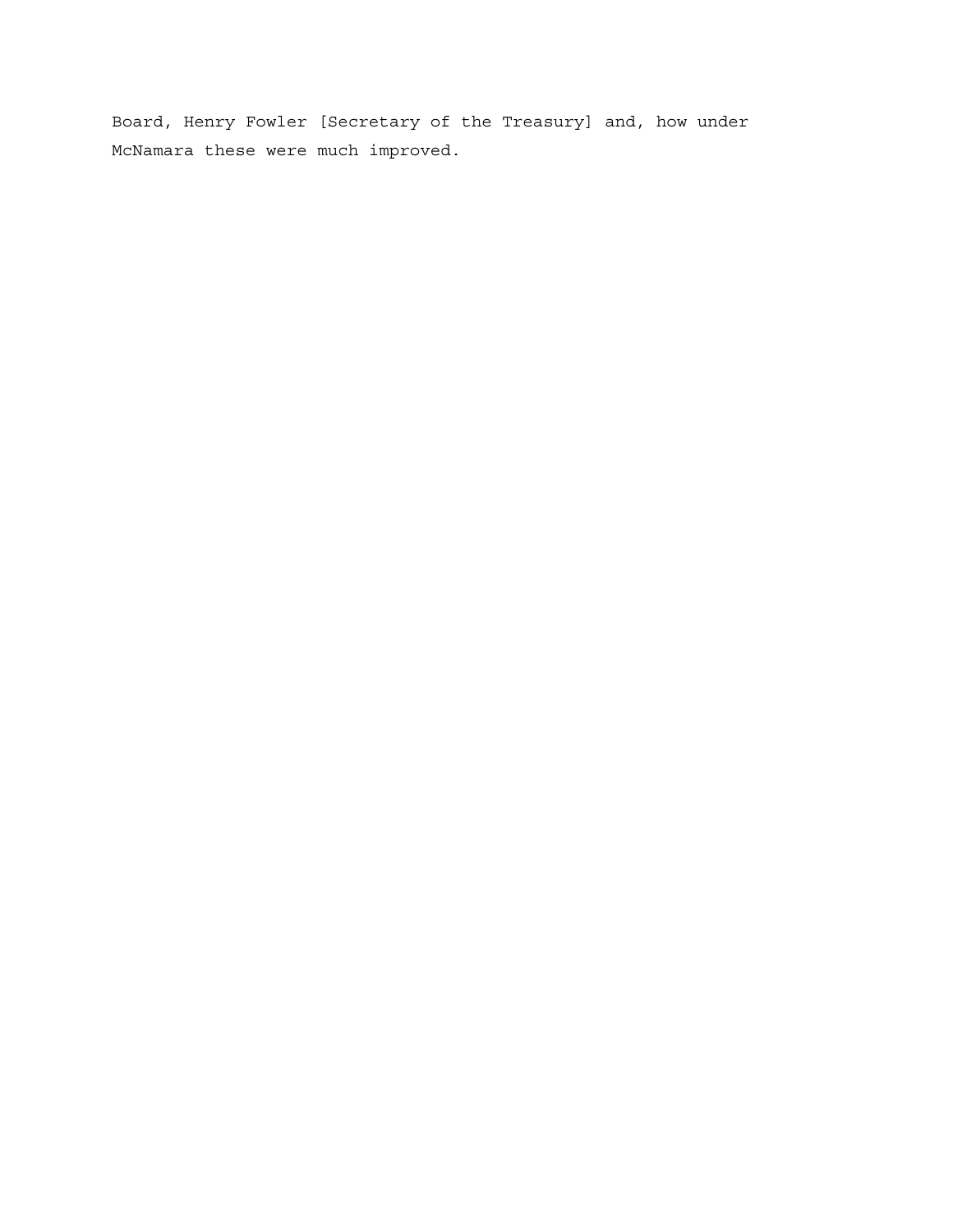Board, Henry Fowler [Secretary of the Treasury] and, how under McNamara these were much improved.